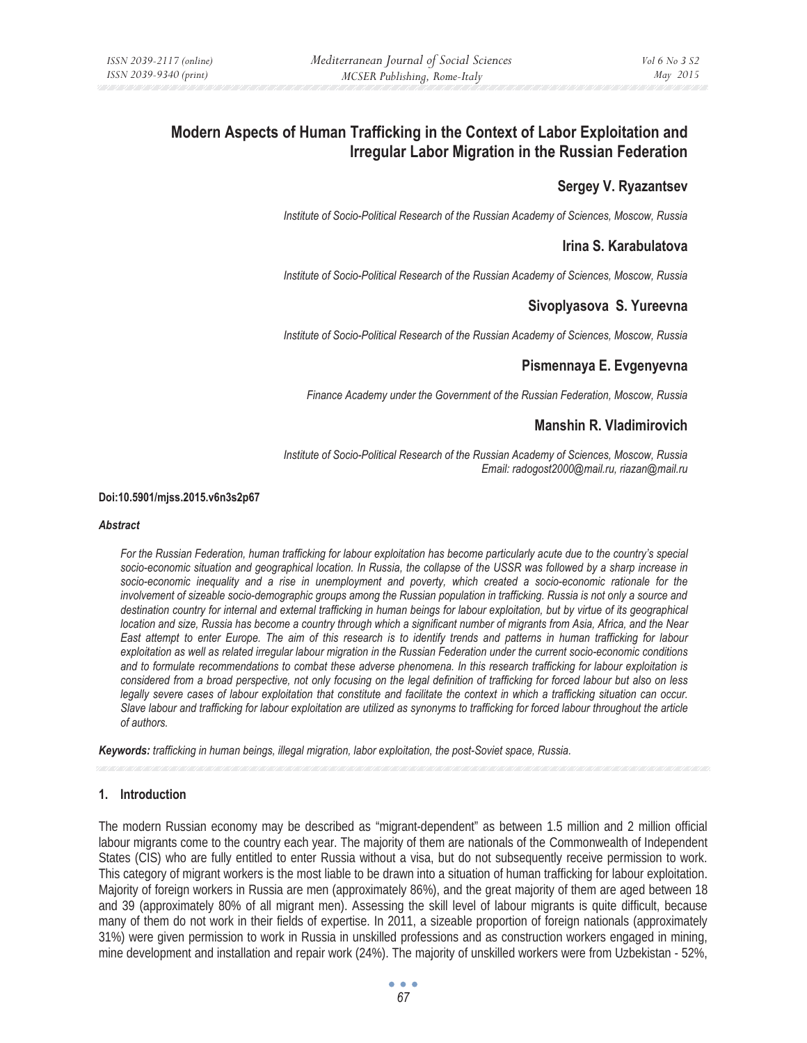# Modern Aspects of Human Trafficking in the Context of Labor Exploitation and Irregular Labor Migration in the Russian Federation

**Sergey V. Ryazantsev**

*Institute of Socio-Political Research of the Russian Academy of Sciences, Moscow, Russia*

**Irina S. Karabulatova**

*Institute of Socio-Political Research of the Russian Academy of Sciences, Moscow, Russia*

**Sivoplyasova S. Yureevna**

*Institute of Socio-Political Research of the Russian Academy of Sciences, Moscow, Russia*

**Pismennaya E. Evgenyevna**

*Finance Academy under the Government of the Russian Federation, Moscow, Russia*

**Manshin R. Vladimirovich**

*Institute of Socio-Political Research of the Russian Academy of Sciences, Moscow, Russia*
*Email: radogost2000@mail.ru, riazan@mail.ru*

**Doi:10.5901/mjss.2015.v6n3s2p67**

***Abstract***

*For the Russian Federation, human trafficking for labour exploitation has become particularly acute due to the country's special socio-economic situation and geographical location. In Russia, the collapse of the USSR was followed by a sharp increase in socio-economic inequality and a rise in unemployment and poverty, which created a socio-economic rationale for the involvement of sizeable socio-demographic groups among the Russian population in trafficking. Russia is not only a source and destination country for internal and external trafficking in human beings for labour exploitation, but by virtue of its geographical location and size, Russia has become a country through which a significant number of migrants from Asia, Africa, and the Near East attempt to enter Europe. The aim of this research is to identify trends and patterns in human trafficking for labour exploitation as well as related irregular labour migration in the Russian Federation under the current socio-economic conditions and to formulate recommendations to combat these adverse phenomena. In this research trafficking for labour exploitation is considered from a broad perspective, not only focusing on the legal definition of trafficking for forced labour but also on less legally severe cases of labour exploitation that constitute and facilitate the context in which a trafficking situation can occur. Slave labour and trafficking for labour exploitation are utilized as synonyms to trafficking for forced labour throughout the article of authors.*

***Keywords:*** *trafficking in human beings, illegal migration, labor exploitation, the post-Soviet space, Russia.*

## 1. Introduction

The modern Russian economy may be described as "migrant-dependent" as between 1.5 million and 2 million official labour migrants come to the country each year. The majority of them are nationals of the Commonwealth of Independent States (CIS) who are fully entitled to enter Russia without a visa, but do not subsequently receive permission to work. This category of migrant workers is the most liable to be drawn into a situation of human trafficking for labour exploitation. Majority of foreign workers in Russia are men (approximately 86%), and the great majority of them are aged between 18 and 39 (approximately 80% of all migrant men). Assessing the skill level of labour migrants is quite difficult, because many of them do not work in their fields of expertise. In 2011, a sizeable proportion of foreign nationals (approximately 31%) were given permission to work in Russia in unskilled professions and as construction workers engaged in mining, mine development and installation and repair work (24%). The majority of unskilled workers were from Uzbekistan - 52%,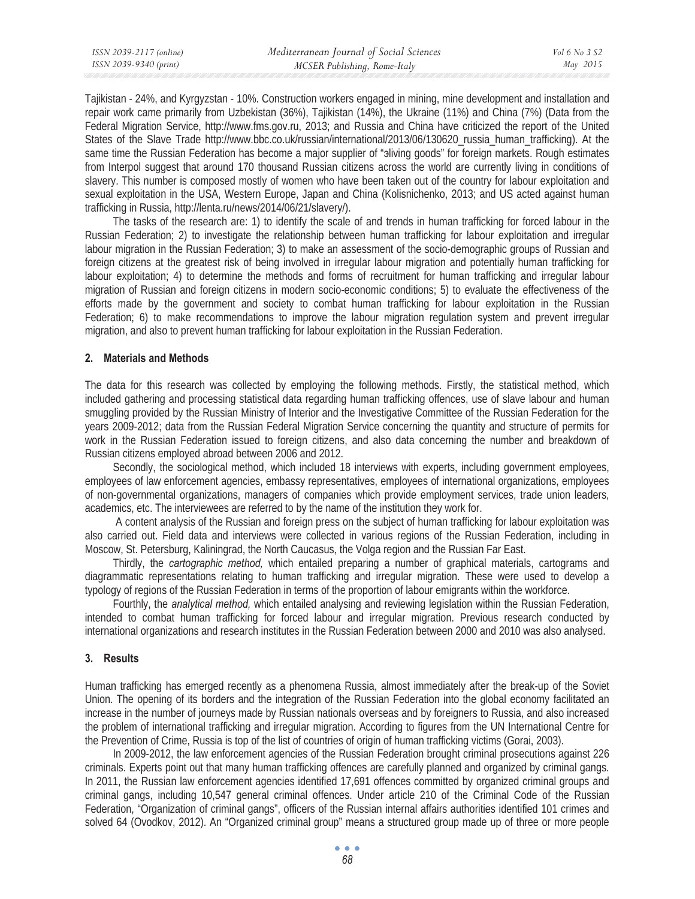Tajikistan - 24%, and Kyrgyzstan - 10%. Construction workers engaged in mining, mine development and installation and repair work came primarily from Uzbekistan (36%), Tajikistan (14%), the Ukraine (11%) and China (7%) (Data from the Federal Migration Service, http://www.fms.gov.ru, 2013; and Russia and China have criticized the report of the United States of the Slave Trade http://www.bbc.co.uk/russian/international/2013/06/130620_russia_human_trafficking). At the same time the Russian Federation has become a major supplier of "əliving goods" for foreign markets. Rough estimates from Interpol suggest that around 170 thousand Russian citizens across the world are currently living in conditions of slavery. This number is composed mostly of women who have been taken out of the country for labour exploitation and sexual exploitation in the USA, Western Europe, Japan and China (Kolisnichenko, 2013; and US acted against human trafficking in Russia, http://lenta.ru/news/2014/06/21/slavery/).

The tasks of the research are: 1) to identify the scale of and trends in human trafficking for forced labour in the Russian Federation; 2) to investigate the relationship between human trafficking for labour exploitation and irregular labour migration in the Russian Federation; 3) to make an assessment of the socio-demographic groups of Russian and foreign citizens at the greatest risk of being involved in irregular labour migration and potentially human trafficking for labour exploitation; 4) to determine the methods and forms of recruitment for human trafficking and irregular labour migration of Russian and foreign citizens in modern socio-economic conditions; 5) to evaluate the effectiveness of the efforts made by the government and society to combat human trafficking for labour exploitation in the Russian Federation; 6) to make recommendations to improve the labour migration regulation system and prevent irregular migration, and also to prevent human trafficking for labour exploitation in the Russian Federation.

## 2. Materials and Methods

The data for this research was collected by employing the following methods. Firstly, the statistical method, which included gathering and processing statistical data regarding human trafficking offences, use of slave labour and human smuggling provided by the Russian Ministry of Interior and the Investigative Committee of the Russian Federation for the years 2009-2012; data from the Russian Federal Migration Service concerning the quantity and structure of permits for work in the Russian Federation issued to foreign citizens, and also data concerning the number and breakdown of Russian citizens employed abroad between 2006 and 2012.

Secondly, the sociological method, which included 18 interviews with experts, including government employees, employees of law enforcement agencies, embassy representatives, employees of international organizations, employees of non-governmental organizations, managers of companies which provide employment services, trade union leaders, academics, etc. The interviewees are referred to by the name of the institution they work for.

A content analysis of the Russian and foreign press on the subject of human trafficking for labour exploitation was also carried out. Field data and interviews were collected in various regions of the Russian Federation, including in Moscow, St. Petersburg, Kaliningrad, the North Caucasus, the Volga region and the Russian Far East.

Thirdly, the *cartographic method,* which entailed preparing a number of graphical materials, cartograms and diagrammatic representations relating to human trafficking and irregular migration. These were used to develop a typology of regions of the Russian Federation in terms of the proportion of labour emigrants within the workforce.

Fourthly, the *analytical method,* which entailed analysing and reviewing legislation within the Russian Federation, intended to combat human trafficking for forced labour and irregular migration. Previous research conducted by international organizations and research institutes in the Russian Federation between 2000 and 2010 was also analysed.

## 3. Results

Human trafficking has emerged recently as a phenomena Russia, almost immediately after the break-up of the Soviet Union. The opening of its borders and the integration of the Russian Federation into the global economy facilitated an increase in the number of journeys made by Russian nationals overseas and by foreigners to Russia, and also increased the problem of international trafficking and irregular migration. According to figures from the UN International Centre for the Prevention of Crime, Russia is top of the list of countries of origin of human trafficking victims (Gorai, 2003).

In 2009-2012, the law enforcement agencies of the Russian Federation brought criminal prosecutions against 226 criminals. Experts point out that many human trafficking offences are carefully planned and organized by criminal gangs. In 2011, the Russian law enforcement agencies identified 17,691 offences committed by organized criminal groups and criminal gangs, including 10,547 general criminal offences. Under article 210 of the Criminal Code of the Russian Federation, "Organization of criminal gangs", officers of the Russian internal affairs authorities identified 101 crimes and solved 64 (Ovodkov, 2012). An "Organized criminal group" means a structured group made up of three or more people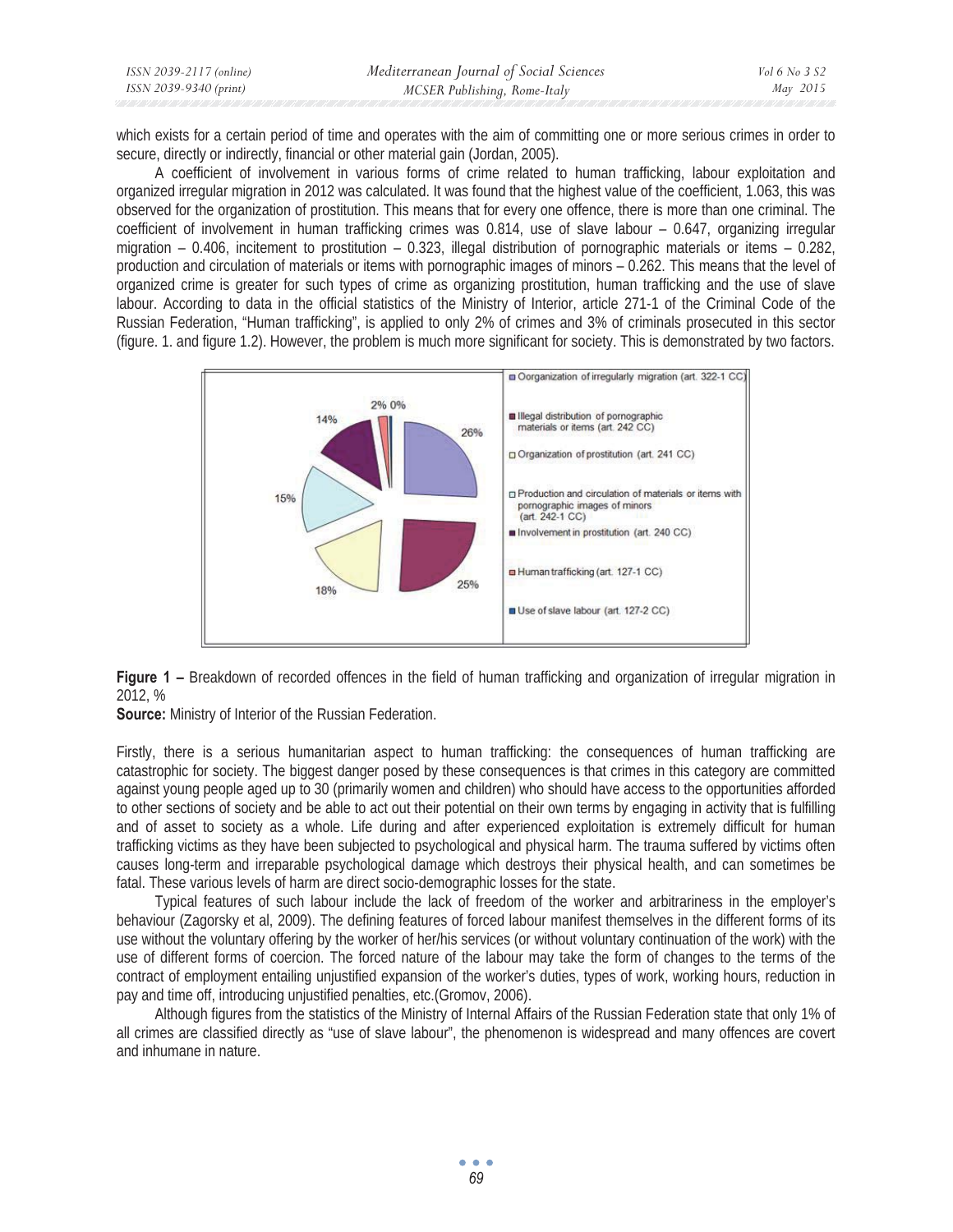which exists for a certain period of time and operates with the aim of committing one or more serious crimes in order to secure, directly or indirectly, financial or other material gain (Jordan, 2005).

A coefficient of involvement in various forms of crime related to human trafficking, labour exploitation and organized irregular migration in 2012 was calculated. It was found that the highest value of the coefficient, 1.063, this was observed for the organization of prostitution. This means that for every one offence, there is more than one criminal. The coefficient of involvement in human trafficking crimes was 0.814, use of slave labour – 0.647, organizing irregular migration – 0.406, incitement to prostitution – 0.323, illegal distribution of pornographic materials or items – 0.282, production and circulation of materials or items with pornographic images of minors – 0.262. This means that the level of organized crime is greater for such types of crime as organizing prostitution, human trafficking and the use of slave labour. According to data in the official statistics of the Ministry of Interior, article 271-1 of the Criminal Code of the Russian Federation, "Human trafficking", is applied to only 2% of crimes and 3% of criminals prosecuted in this sector (figure. 1. and figure 1.2). However, the problem is much more significant for society. This is demonstrated by two factors.

**Figure 1 –** Breakdown of recorded offences in the field of human trafficking and organization of irregular migration in 2012, %

**Source:** Ministry of Interior of the Russian Federation.

Firstly, there is a serious humanitarian aspect to human trafficking: the consequences of human trafficking are catastrophic for society. The biggest danger posed by these consequences is that crimes in this category are committed against young people aged up to 30 (primarily women and children) who should have access to the opportunities afforded to other sections of society and be able to act out their potential on their own terms by engaging in activity that is fulfilling and of asset to society as a whole. Life during and after experienced exploitation is extremely difficult for human trafficking victims as they have been subjected to psychological and physical harm. The trauma suffered by victims often causes long-term and irreparable psychological damage which destroys their physical health, and can sometimes be fatal. These various levels of harm are direct socio-demographic losses for the state.

Typical features of such labour include the lack of freedom of the worker and arbitrariness in the employer's behaviour (Zagorsky et al, 2009). The defining features of forced labour manifest themselves in the different forms of its use without the voluntary offering by the worker of her/his services (or without voluntary continuation of the work) with the use of different forms of coercion. The forced nature of the labour may take the form of changes to the terms of the contract of employment entailing unjustified expansion of the worker's duties, types of work, working hours, reduction in pay and time off, introducing unjustified penalties, etc.(Gromov, 2006).

Although figures from the statistics of the Ministry of Internal Affairs of the Russian Federation state that only 1% of all crimes are classified directly as "use of slave labour", the phenomenon is widespread and many offences are covert and inhumane in nature.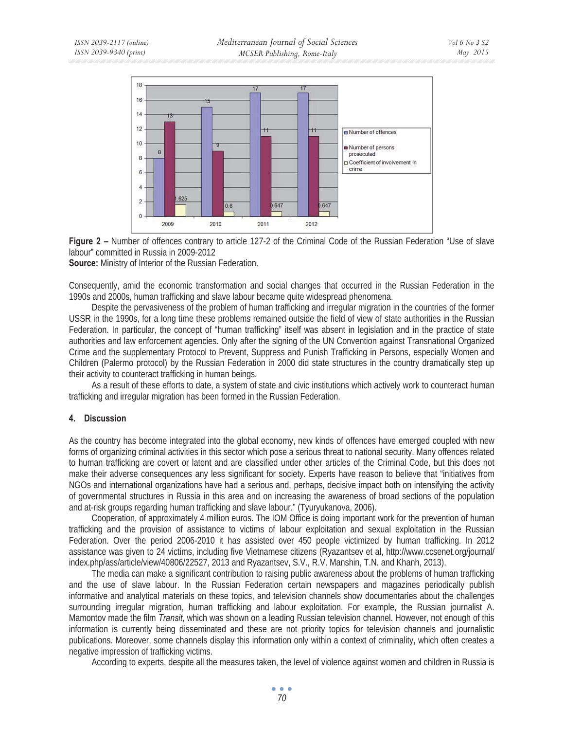**Figure 2 –** Number of offences contrary to article 127-2 of the Criminal Code of the Russian Federation "Use of slave labour" committed in Russia in 2009-2012

**Source:** Ministry of Interior of the Russian Federation.

Consequently, amid the economic transformation and social changes that occurred in the Russian Federation in the 1990s and 2000s, human trafficking and slave labour became quite widespread phenomena.

Despite the pervasiveness of the problem of human trafficking and irregular migration in the countries of the former USSR in the 1990s, for a long time these problems remained outside the field of view of state authorities in the Russian Federation. In particular, the concept of "human trafficking" itself was absent in legislation and in the practice of state authorities and law enforcement agencies. Only after the signing of the UN Convention against Transnational Organized Crime and the supplementary Protocol to Prevent, Suppress and Punish Trafficking in Persons, especially Women and Children (Palermo protocol) by the Russian Federation in 2000 did state structures in the country dramatically step up their activity to counteract trafficking in human beings.

As a result of these efforts to date, a system of state and civic institutions which actively work to counteract human trafficking and irregular migration has been formed in the Russian Federation.

## 4. Discussion

As the country has become integrated into the global economy, new kinds of offences have emerged coupled with new forms of organizing criminal activities in this sector which pose a serious threat to national security. Many offences related to human trafficking are covert or latent and are classified under other articles of the Criminal Code, but this does not make their adverse consequences any less significant for society. Experts have reason to believe that "initiatives from NGOs and international organizations have had a serious and, perhaps, decisive impact both on intensifying the activity of governmental structures in Russia in this area and on increasing the awareness of broad sections of the population and at-risk groups regarding human trafficking and slave labour." (Tyuryukanova, 2006).

Cooperation, of approximately 4 million euros. The IOM Office is doing important work for the prevention of human trafficking and the provision of assistance to victims of labour exploitation and sexual exploitation in the Russian Federation. Over the period 2006-2010 it has assisted over 450 people victimized by human trafficking. In 2012 assistance was given to 24 victims, including five Vietnamese citizens (Ryazantsev et al, http://www.ccsenet.org/journal/index.php/ass/article/view/40806/22527, 2013 and Ryazantsev, S.V., R.V. Manshin, T.N. and Khanh, 2013).

The media can make a significant contribution to raising public awareness about the problems of human trafficking and the use of slave labour. In the Russian Federation certain newspapers and magazines periodically publish informative and analytical materials on these topics, and television channels show documentaries about the challenges surrounding irregular migration, human trafficking and labour exploitation. For example, the Russian journalist A. Mamontov made the film *Transit*, which was shown on a leading Russian television channel. However, not enough of this information is currently being disseminated and these are not priority topics for television channels and journalistic publications. Moreover, some channels display this information only within a context of criminality, which often creates a negative impression of trafficking victims.

According to experts, despite all the measures taken, the level of violence against women and children in Russia is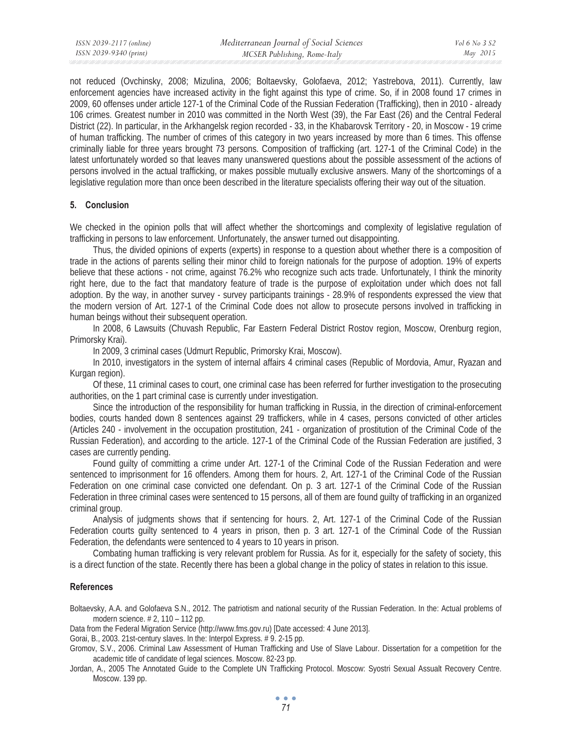not reduced (Ovchinsky, 2008; Mizulina, 2006; Boltaevsky, Golofaeva, 2012; Yastrebova, 2011). Currently, law enforcement agencies have increased activity in the fight against this type of crime. So, if in 2008 found 17 crimes in 2009, 60 offenses under article 127-1 of the Criminal Code of the Russian Federation (Trafficking), then in 2010 - already 106 crimes. Greatest number in 2010 was committed in the North West (39), the Far East (26) and the Central Federal District (22). In particular, in the Arkhangelsk region recorded - 33, in the Khabarovsk Territory - 20, in Moscow - 19 crime of human trafficking. The number of crimes of this category in two years increased by more than 6 times. This offense criminally liable for three years brought 73 persons. Composition of trafficking (art. 127-1 of the Criminal Code) in the latest unfortunately worded so that leaves many unanswered questions about the possible assessment of the actions of persons involved in the actual trafficking, or makes possible mutually exclusive answers. Many of the shortcomings of a legislative regulation more than once been described in the literature specialists offering their way out of the situation.

## 5. Conclusion

We checked in the opinion polls that will affect whether the shortcomings and complexity of legislative regulation of trafficking in persons to law enforcement. Unfortunately, the answer turned out disappointing.

Thus, the divided opinions of experts (experts) in response to a question about whether there is a composition of trade in the actions of parents selling their minor child to foreign nationals for the purpose of adoption. 19% of experts believe that these actions - not crime, against 76.2% who recognize such acts trade. Unfortunately, I think the minority right here, due to the fact that mandatory feature of trade is the purpose of exploitation under which does not fall adoption. By the way, in another survey - survey participants trainings - 28.9% of respondents expressed the view that the modern version of Art. 127-1 of the Criminal Code does not allow to prosecute persons involved in trafficking in human beings without their subsequent operation.

In 2008, 6 Lawsuits (Chuvash Republic, Far Eastern Federal District Rostov region, Moscow, Orenburg region, Primorsky Krai).

In 2009, 3 criminal cases (Udmurt Republic, Primorsky Krai, Moscow).

In 2010, investigators in the system of internal affairs 4 criminal cases (Republic of Mordovia, Amur, Ryazan and Kurgan region).

Of these, 11 criminal cases to court, one criminal case has been referred for further investigation to the prosecuting authorities, on the 1 part criminal case is currently under investigation.

Since the introduction of the responsibility for human trafficking in Russia, in the direction of criminal-enforcement bodies, courts handed down 8 sentences against 29 traffickers, while in 4 cases, persons convicted of other articles (Articles 240 - involvement in the occupation prostitution, 241 - organization of prostitution of the Criminal Code of the Russian Federation), and according to the article. 127-1 of the Criminal Code of the Russian Federation are justified, 3 cases are currently pending.

Found guilty of committing a crime under Art. 127-1 of the Criminal Code of the Russian Federation and were sentenced to imprisonment for 16 offenders. Among them for hours. 2, Art. 127-1 of the Criminal Code of the Russian Federation on one criminal case convicted one defendant. On p. 3 art. 127-1 of the Criminal Code of the Russian Federation in three criminal cases were sentenced to 15 persons, all of them are found guilty of trafficking in an organized criminal group.

Analysis of judgments shows that if sentencing for hours. 2, Art. 127-1 of the Criminal Code of the Russian Federation courts guilty sentenced to 4 years in prison, then p. 3 art. 127-1 of the Criminal Code of the Russian Federation, the defendants were sentenced to 4 years to 10 years in prison.

Combating human trafficking is very relevant problem for Russia. As for it, especially for the safety of society, this is a direct function of the state. Recently there has been a global change in the policy of states in relation to this issue.

## References

Boltaevsky, A.A. and Golofaeva S.N., 2012. The patriotism and national security of the Russian Federation. In the: Actual problems of modern science. # 2, 110 – 112 pp.

Data from the Federal Migration Service (http://www.fms.gov.ru) [Date accessed: 4 June 2013].

Gorai, B., 2003. 21st-century slaves. In the: Interpol Express. # 9. 2-15 pp.

Gromov, S.V., 2006. Criminal Law Assessment of Human Trafficking and Use of Slave Labour. Dissertation for a competition for the academic title of candidate of legal sciences. Moscow. 82-23 pp.

Jordan, A., 2005 The Annotated Guide to the Complete UN Trafficking Protocol. Moscow: Syostri Sexual Assualt Recovery Centre. Moscow. 139 pp.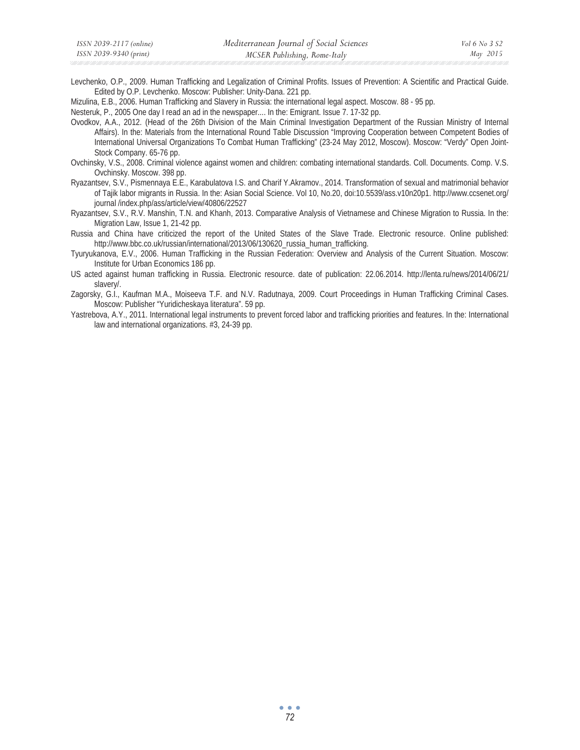Levchenko, O.P., 2009. Human Trafficking and Legalization of Criminal Profits. Issues of Prevention: A Scientific and Practical Guide. Edited by O.P. Levchenko. Moscow: Publisher: Unity-Dana. 221 pp.

Mizulina, E.B., 2006. Human Trafficking and Slavery in Russia: the international legal aspect. Moscow. 88 - 95 pp.

Nesteruk, P., 2005 One day I read an ad in the newspaper.... In the: Emigrant. Issue 7. 17-32 pp.

Ovodkov, A.A., 2012. (Head of the 26th Division of the Main Criminal Investigation Department of the Russian Ministry of Internal Affairs). In the: Materials from the International Round Table Discussion "Improving Cooperation between Competent Bodies of International Universal Organizations To Combat Human Trafficking" (23-24 May 2012, Moscow). Moscow: "Verdy" Open Joint-Stock Company. 65-76 pp.

Ovchinsky, V.S., 2008. Criminal violence against women and children: combating international standards. Coll. Documents. Comp. V.S. Ovchinsky. Moscow. 398 pp.

Ryazantsev, S.V., Pismennaya E.E., Karabulatova I.S. and Charif Y.Akramov., 2014. Transformation of sexual and matrimonial behavior of Tajik labor migrants in Russia. In the: Asian Social Science. Vol 10, No.20, doi:10.5539/ass.v10n20p1. http://www.ccsenet.org/journal /index.php/ass/article/view/40806/22527

Ryazantsev, S.V., R.V. Manshin, T.N. and Khanh, 2013. Comparative Analysis of Vietnamese and Chinese Migration to Russia. In the: Migration Law, Issue 1, 21-42 pp.

Russia and China have criticized the report of the United States of the Slave Trade. Electronic resource. Online published: http://www.bbc.co.uk/russian/international/2013/06/130620_russia_human_trafficking.

Tyuryukanova, E.V., 2006. Human Trafficking in the Russian Federation: Overview and Analysis of the Current Situation. Moscow: Institute for Urban Economics 186 pp.

US acted against human trafficking in Russia. Electronic resource. date of publication: 22.06.2014. http://lenta.ru/news/2014/06/21/slavery/.

Zagorsky, G.I., Kaufman M.A., Moiseeva T.F. and N.V. Radutnaya, 2009. Court Proceedings in Human Trafficking Criminal Cases. Moscow: Publisher "Yuridicheskaya literatura". 59 pp.

Yastrebova, A.Y., 2011. International legal instruments to prevent forced labor and trafficking priorities and features. In the: International law and international organizations. #3, 24-39 pp.